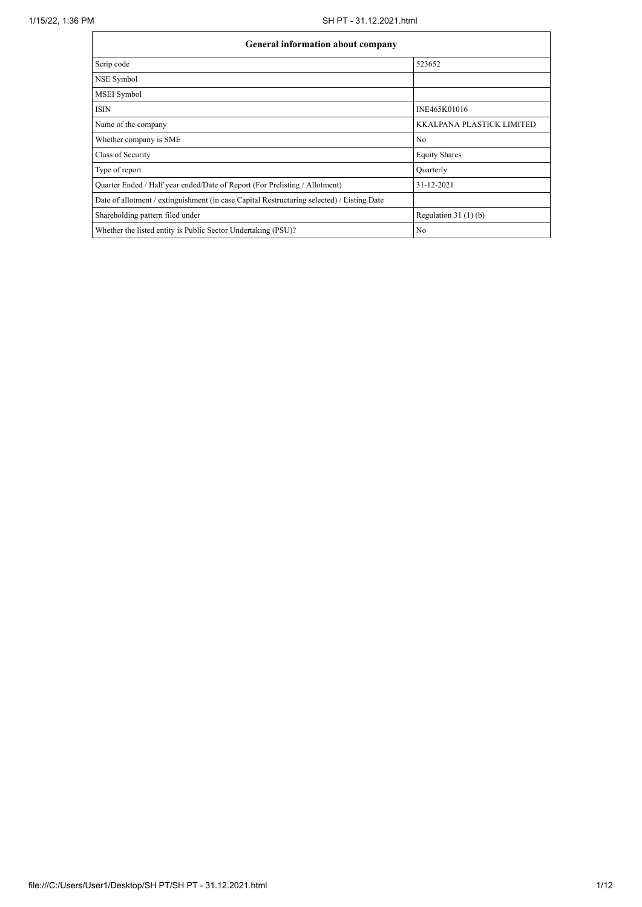| General information about company | |
|---|---|
| Scrip code | 523652 |
| NSE Symbol | |
| MSEI Symbol | |
| ISIN | INE465K01016 |
| Name of the company | KKALPANA PLASTICK LIMITED |
| Whether company is SME | No |
| Class of Security | Equity Shares |
| Type of report | Quarterly |
| Quarter Ended / Half year ended/Date of Report (For Prelisting / Allotment) | 31-12-2021 |
| Date of allotment / extinguishment (in case Capital Restructuring selected) / Listing Date | |
| Shareholding pattern filed under | Regulation 31 (1) (b) |
| Whether the listed entity is Public Sector Undertaking (PSU)? | No |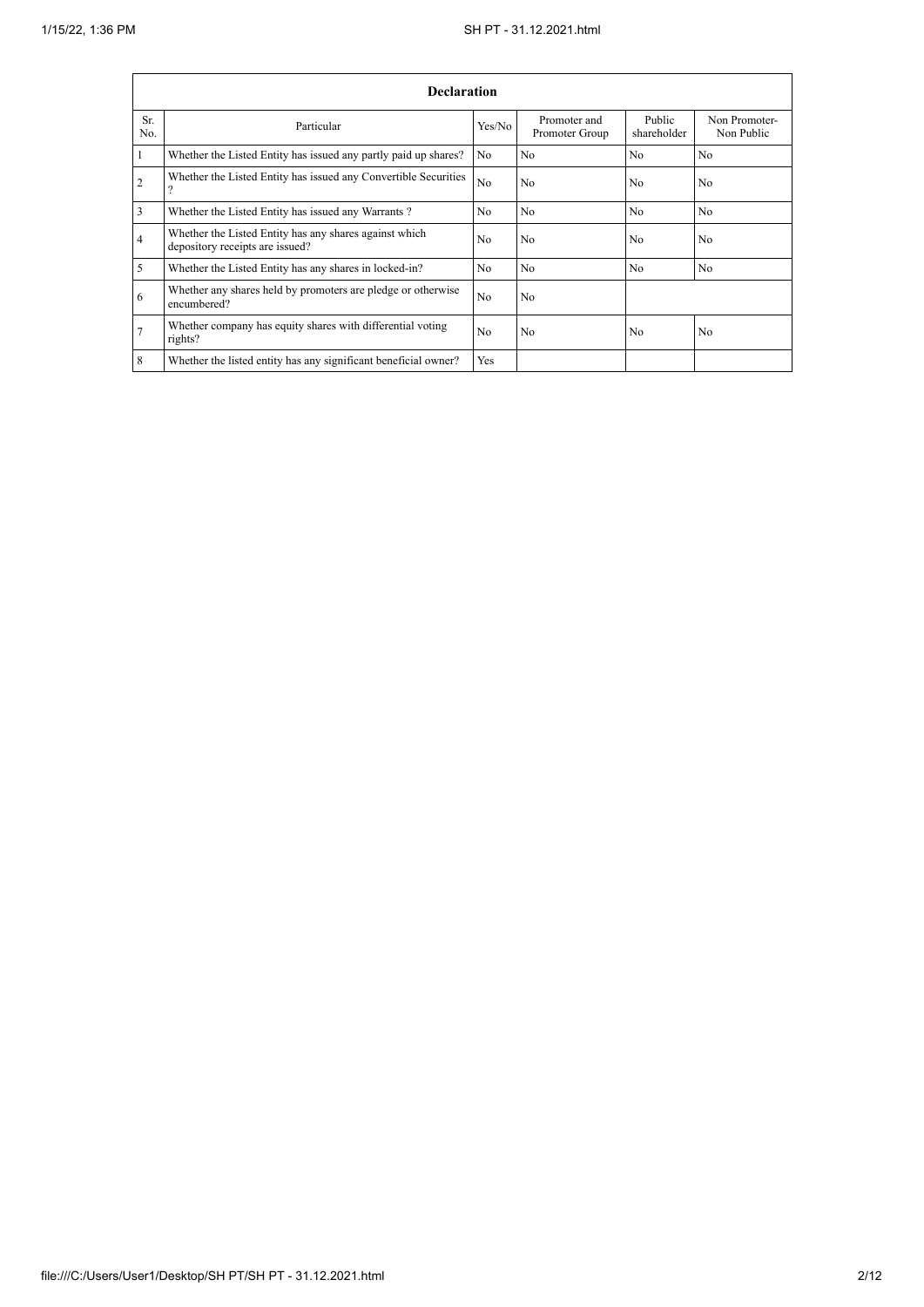| Declaration | | | | | |
|---|---|---|---|---|---|
| Sr. No. | Particular | Yes/No | Promoter and Promoter Group | Public shareholder | Non Promoter- Non Public |
| 1 | Whether the Listed Entity has issued any partly paid up shares? | No | No | No | No |
| 2 | Whether the Listed Entity has issued any Convertible Securities ? | No | No | No | No |
| 3 | Whether the Listed Entity has issued any Warrants ? | No | No | No | No |
| 4 | Whether the Listed Entity has any shares against which depository receipts are issued? | No | No | No | No |
| 5 | Whether the Listed Entity has any shares in locked-in? | No | No | No | No |
| 6 | Whether any shares held by promoters are pledge or otherwise encumbered? | No | No | | |
| 7 | Whether company has equity shares with differential voting rights? | No | No | No | No |
| 8 | Whether the listed entity has any significant beneficial owner? | Yes | | | |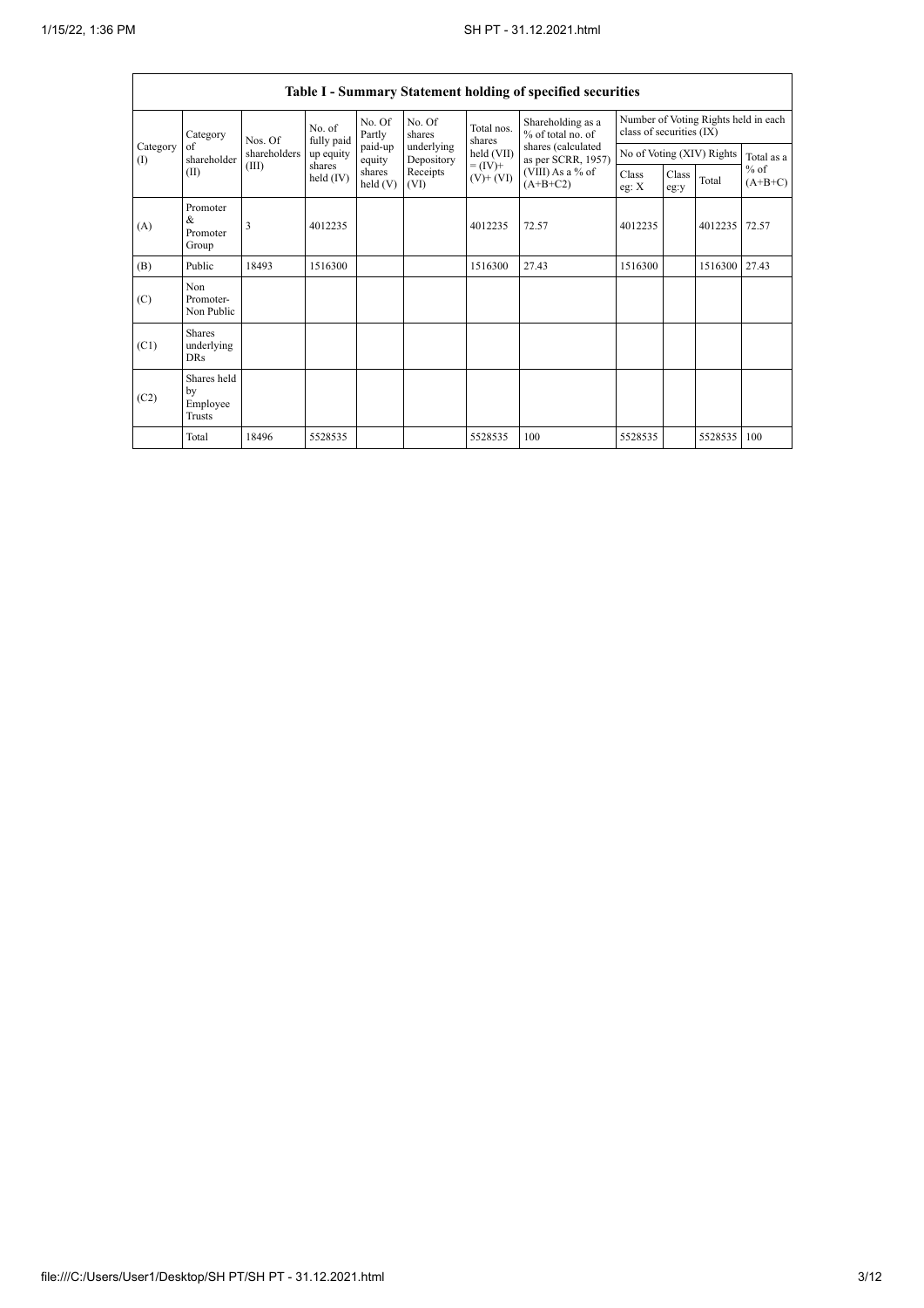## Table I - Summary Statement holding of specified securities

| Category (I) | Category of shareholder (II) | Nos. Of shareholders (III) | No. of fully paid up equity shares held (IV) | No. Of Partly paid-up equity shares held (V) | No. Of shares underlying Depository Receipts (VI) | Total nos. shares held (VII) = (IV)+ (V)+ (VI) | Shareholding as a % of total no. of shares (calculated as per SCRR, 1957) (VIII) As a % of (A+B+C2) | Number of Voting Rights held in each class of securities (IX) | | | |
|---|---|---|---|---|---|---|---|---|---|---|---|
| | | | | | | | | No of Voting (XIV) Rights | | | Total as a % of (A+B+C) |
| | | | | | | | | Class eg: X | Class eg:y | Total | |
| (A) | Promoter & Promoter Group | 3 | 4012235 | | | 4012235 | 72.57 | 4012235 | | 4012235 | 72.57 |
| (B) | Public | 18493 | 1516300 | | | 1516300 | 27.43 | 1516300 | | 1516300 | 27.43 |
| (C) | Non Promoter- Non Public | | | | | | | | | | |
| (C1) | Shares underlying DRs | | | | | | | | | | |
| (C2) | Shares held by Employee Trusts | | | | | | | | | | |
| | Total | 18496 | 5528535 | | | 5528535 | 100 | 5528535 | | 5528535 | 100 |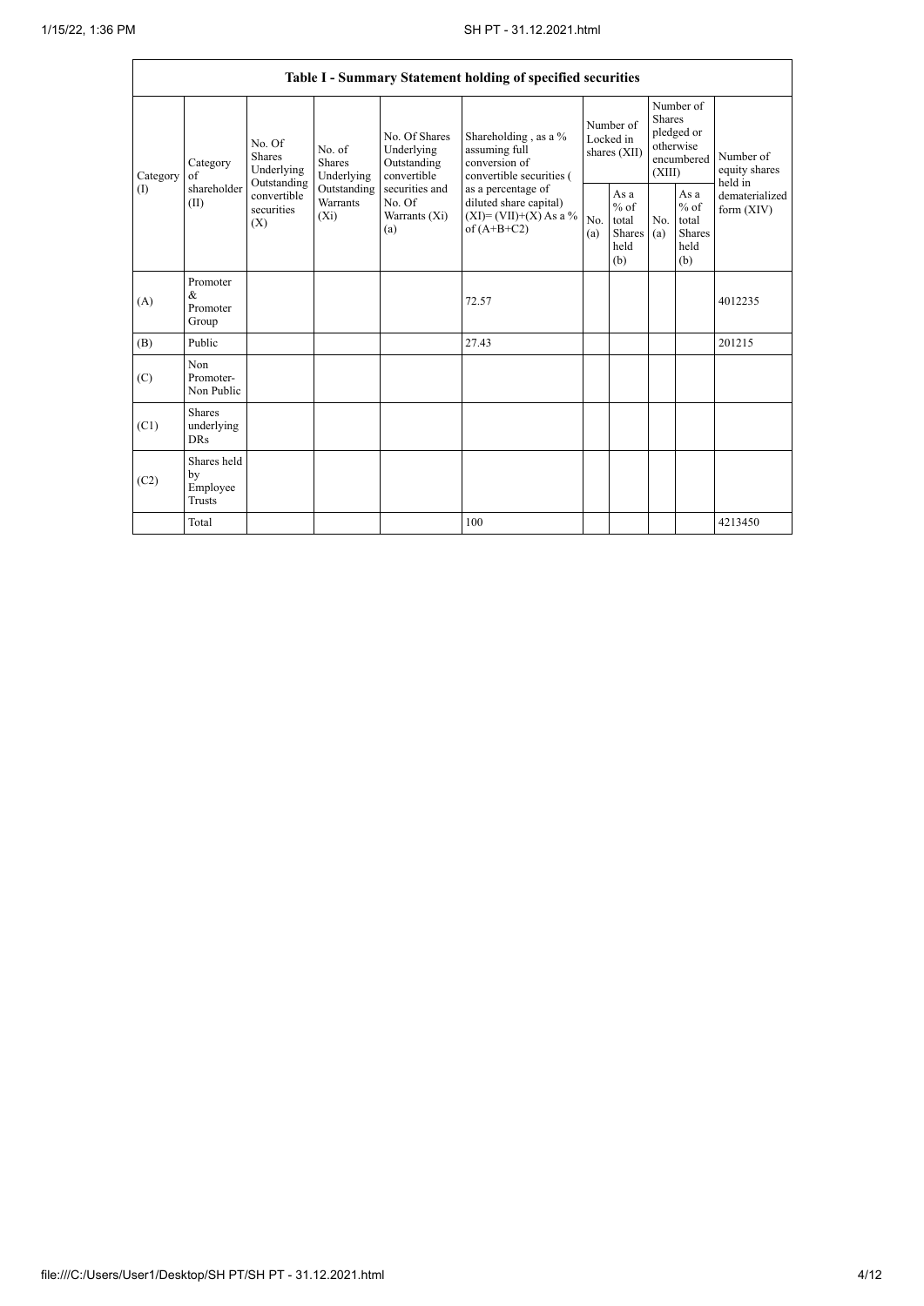| Table I - Summary Statement holding of specified securities | | | | | | | | | | |
|---|---|---|---|---|---|---|---|---|---|---|
| Category (I) | Category of shareholder (II) | No. Of Shares Underlying Outstanding convertible securities (X) | No. of Shares Underlying Outstanding Warrants (Xi) | No. Of Shares Underlying Outstanding convertible securities and No. Of Warrants (Xi) (a) | Shareholding , as a % assuming full conversion of convertible securities ( as a percentage of diluted share capital) (XI)= (VII)+(X) As a % of (A+B+C2) | Number of Locked in shares (XII) | | Number of Shares pledged or otherwise encumbered (XIII) | | Number of equity shares held in dematerialized form (XIV) |
| | | | | | | No. (a) | As a % of total Shares held (b) | No. (a) | As a % of total Shares held (b) | |
| (A) | Promoter & Promoter Group | | | | 72.57 | | | | | 4012235 |
| (B) | Public | | | | 27.43 | | | | | 201215 |
| (C) | Non Promoter- Non Public | | | | | | | | | |
| (C1) | Shares underlying DRs | | | | | | | | | |
| (C2) | Shares held by Employee Trusts | | | | | | | | | |
| | Total | | | | 100 | | | | | 4213450 |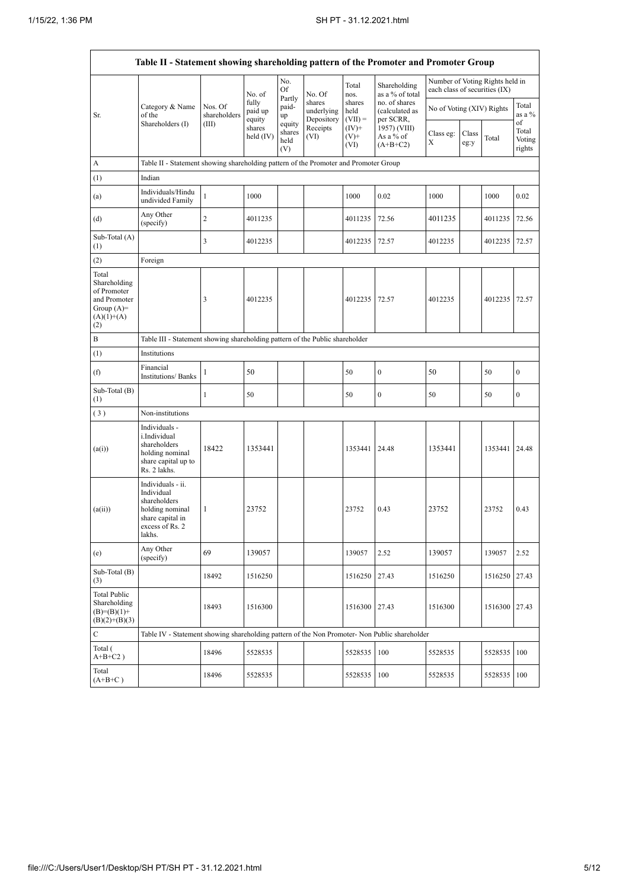# Table II - Statement showing shareholding pattern of the Promoter and Promoter Group

| Sr. | Category & Name of the Shareholders (I) | Nos. Of shareholders (III) | No. of fully paid up equity shares held (IV) | No. Of Partly paid-up equity shares held (V) | No. Of shares underlying Depository Receipts (VI) | Total nos. shares held (VII) = (IV)+(V)+(VI) | Shareholding as a % of total no. of shares (calculated as per SCRR, 1957) (VIII) As a % of (A+B+C2) | Number of Voting Rights held in each class of securities (IX) | | | |
|---|---|---|---|---|---|---|---|---|---|---|---|
| | | | | | | | | No of Voting (XIV) Rights | | | Total as a % of Total Voting rights |
| | | | | | | | | Class eg: X | Class eg:y | Total | |
| A | Table II - Statement showing shareholding pattern of the Promoter and Promoter Group | | | | | | | | | | |
| (1) | Indian | | | | | | | | | | |
| (a) | Individuals/Hindu undivided Family | 1 | 1000 | | | 1000 | 0.02 | 1000 | | 1000 | 0.02 |
| (d) | Any Other (specify) | 2 | 4011235 | | | 4011235 | 72.56 | 4011235 | | 4011235 | 72.56 |
| Sub-Total (A)(1) | | 3 | 4012235 | | | 4012235 | 72.57 | 4012235 | | 4012235 | 72.57 |
| (2) | Foreign | | | | | | | | | | |
| Total Shareholding of Promoter and Promoter Group (A)=(A)(1)+(A)(2) | | 3 | 4012235 | | | 4012235 | 72.57 | 4012235 | | 4012235 | 72.57 |
| B | Table III - Statement showing shareholding pattern of the Public shareholder | | | | | | | | | | |
| (1) | Institutions | | | | | | | | | | |
| (f) | Financial Institutions/ Banks | 1 | 50 | | | 50 | 0 | 50 | | 50 | 0 |
| Sub-Total (B)(1) | | 1 | 50 | | | 50 | 0 | 50 | | 50 | 0 |
| (3) | Non-institutions | | | | | | | | | | |
| (a(i)) | Individuals - i.Individual shareholders holding nominal share capital up to Rs. 2 lakhs. | 18422 | 1353441 | | | 1353441 | 24.48 | 1353441 | | 1353441 | 24.48 |
| (a(ii)) | Individuals - ii. Individual shareholders holding nominal share capital in excess of Rs. 2 lakhs. | 1 | 23752 | | | 23752 | 0.43 | 23752 | | 23752 | 0.43 |
| (e) | Any Other (specify) | 69 | 139057 | | | 139057 | 2.52 | 139057 | | 139057 | 2.52 |
| Sub-Total (B)(3) | | 18492 | 1516250 | | | 1516250 | 27.43 | 1516250 | | 1516250 | 27.43 |
| Total Public Shareholding (B)=(B)(1)+(B)(2)+(B)(3) | | 18493 | 1516300 | | | 1516300 | 27.43 | 1516300 | | 1516300 | 27.43 |
| C | Table IV - Statement showing shareholding pattern of the Non Promoter- Non Public shareholder | | | | | | | | | | |
| Total ( A+B+C2 ) | | 18496 | 5528535 | | | 5528535 | 100 | 5528535 | | 5528535 | 100 |
| Total (A+B+C ) | | 18496 | 5528535 | | | 5528535 | 100 | 5528535 | | 5528535 | 100 |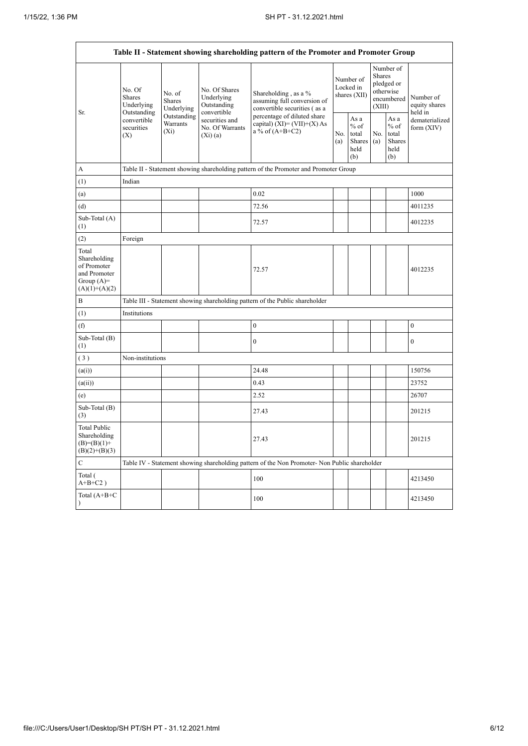| Table II - Statement showing shareholding pattern of the Promoter and Promoter Group | | | | | | | | | |
|---|---|---|---|---|---|---|---|---|---|
| Sr. | No. Of Shares Underlying Outstanding convertible securities (X) | No. of Shares Underlying Outstanding Warrants (Xi) | No. Of Shares Underlying Outstanding convertible securities and No. Of Warrants (Xi) (a) | Shareholding , as a % assuming full conversion of convertible securities ( as a percentage of diluted share capital) (XI)= (VII)+(X) As a % of (A+B+C2) | Number of Locked in shares (XII) | | Number of Shares pledged or otherwise encumbered (XIII) | | Number of equity shares held in dematerialized form (XIV) |
| | | | | | No. (a) | As a % of total Shares held (b) | No. (a) | As a % of total Shares held (b) | |
| A | Table II - Statement showing shareholding pattern of the Promoter and Promoter Group | | | | | | | | |
| (1) | Indian | | | | | | | | |
| (a) | | | | 0.02 | | | | | 1000 |
| (d) | | | | 72.56 | | | | | 4011235 |
| Sub-Total (A) (1) | | | | 72.57 | | | | | 4012235 |
| (2) | Foreign | | | | | | | | |
| Total Shareholding of Promoter and Promoter Group (A)= (A)(1)+(A)(2) | | | | 72.57 | | | | | 4012235 |
| B | Table III - Statement showing shareholding pattern of the Public shareholder | | | | | | | | |
| (1) | Institutions | | | | | | | | |
| (f) | | | | 0 | | | | | 0 |
| Sub-Total (B) (1) | | | | 0 | | | | | 0 |
| ( 3 ) | Non-institutions | | | | | | | | |
| (a(i)) | | | | 24.48 | | | | | 150756 |
| (a(ii)) | | | | 0.43 | | | | | 23752 |
| (e) | | | | 2.52 | | | | | 26707 |
| Sub-Total (B) (3) | | | | 27.43 | | | | | 201215 |
| Total Public Shareholding (B)=(B)(1)+ (B)(2)+(B)(3) | | | | 27.43 | | | | | 201215 |
| C | Table IV - Statement showing shareholding pattern of the Non Promoter- Non Public shareholder | | | | | | | | |
| Total ( A+B+C2 ) | | | | 100 | | | | | 4213450 |
| Total (A+B+C ) | | | | 100 | | | | | 4213450 |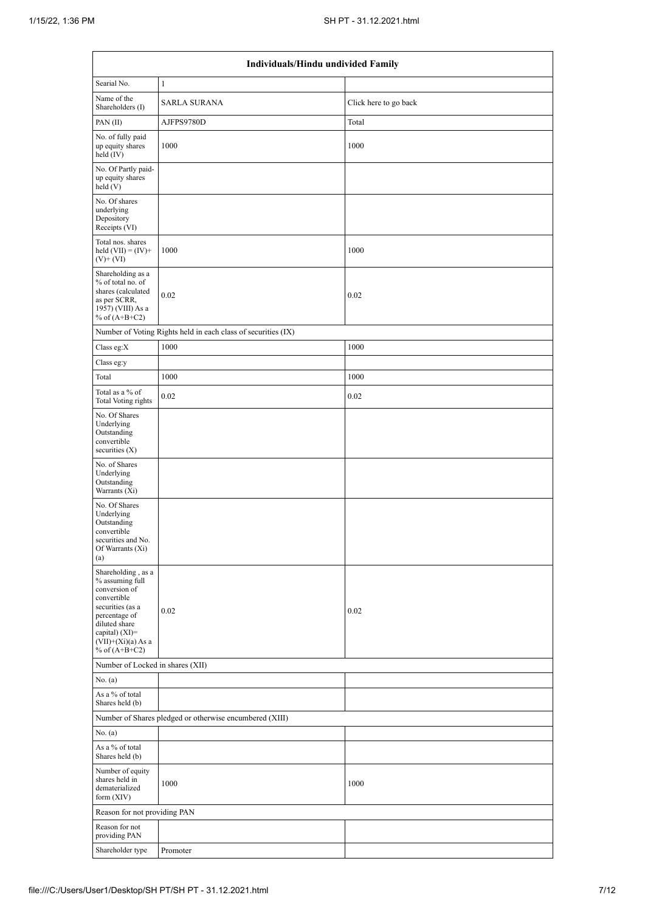| Individuals/Hindu undivided Family | | |
|---|---|---|
| Searial No. | 1 | |
| Name of the Shareholders (I) | SARLA SURANA | Click here to go back |
| PAN (II) | AJFPS9780D | Total |
| No. of fully paid up equity shares held (IV) | 1000 | 1000 |
| No. Of Partly paid-up equity shares held (V) | | |
| No. Of shares underlying Depository Receipts (VI) | | |
| Total nos. shares held (VII) = (IV)+ (V)+ (VI) | 1000 | 1000 |
| Shareholding as a % of total no. of shares (calculated as per SCRR, 1957) (VIII) As a % of (A+B+C2) | 0.02 | 0.02 |
| Number of Voting Rights held in each class of securities (IX) | | |
| Class eg:X | 1000 | 1000 |
| Class eg:y | | |
| Total | 1000 | 1000 |
| Total as a % of Total Voting rights | 0.02 | 0.02 |
| No. Of Shares Underlying Outstanding convertible securities (X) | | |
| No. of Shares Underlying Outstanding Warrants (Xi) | | |
| No. Of Shares Underlying Outstanding convertible securities and No. Of Warrants (Xi) (a) | | |
| Shareholding , as a % assuming full conversion of convertible securities (as a percentage of diluted share capital) (XI)= (VII)+(Xi)(a) As a % of (A+B+C2) | 0.02 | 0.02 |
| Number of Locked in shares (XII) | | |
| No. (a) | | |
| As a % of total Shares held (b) | | |
| Number of Shares pledged or otherwise encumbered (XIII) | | |
| No. (a) | | |
| As a % of total Shares held (b) | | |
| Number of equity shares held in dematerialized form (XIV) | 1000 | 1000 |
| Reason for not providing PAN | | |
| Reason for not providing PAN | | |
| Shareholder type | Promoter | |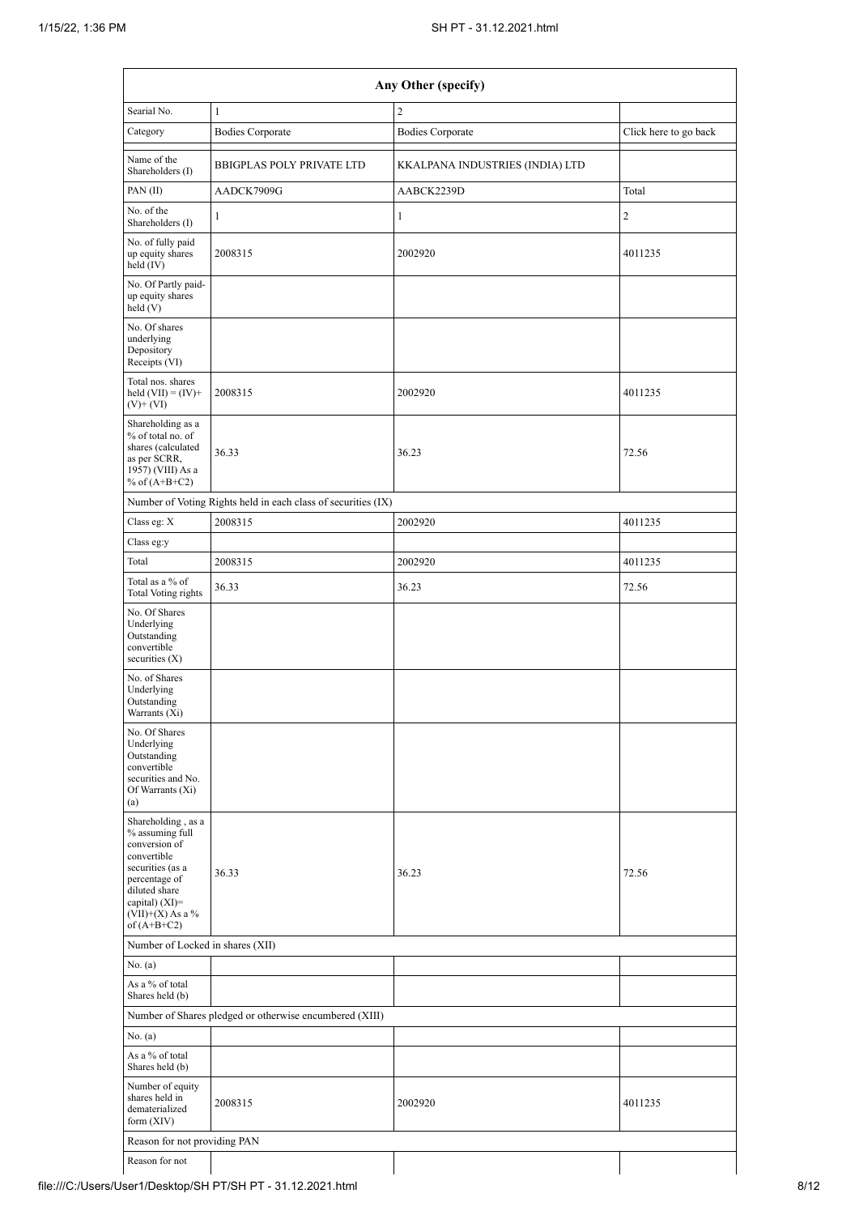| Any Other (specify) | | | |
|---|---|---|---|
| Searial No. | 1 | 2 | |
| Category | Bodies Corporate | Bodies Corporate | Click here to go back |
| Name of the Shareholders (I) | BBIGPLAS POLY PRIVATE LTD | KKALPANA INDUSTRIES (INDIA) LTD | |
| PAN (II) | AADCK7909G | AABCK2239D | Total |
| No. of the Shareholders (I) | 1 | 1 | 2 |
| No. of fully paid up equity shares held (IV) | 2008315 | 2002920 | 4011235 |
| No. Of Partly paid-up equity shares held (V) | | | |
| No. Of shares underlying Depository Receipts (VI) | | | |
| Total nos. shares held (VII) = (IV)+ (V)+ (VI) | 2008315 | 2002920 | 4011235 |
| Shareholding as a % of total no. of shares (calculated as per SCRR, 1957) (VIII) As a % of (A+B+C2) | 36.33 | 36.23 | 72.56 |
| Number of Voting Rights held in each class of securities (IX) | | | |
| Class eg: X | 2008315 | 2002920 | 4011235 |
| Class eg:y | | | |
| Total | 2008315 | 2002920 | 4011235 |
| Total as a % of Total Voting rights | 36.33 | 36.23 | 72.56 |
| No. Of Shares Underlying Outstanding convertible securities (X) | | | |
| No. of Shares Underlying Outstanding Warrants (Xi) | | | |
| No. Of Shares Underlying Outstanding convertible securities and No. Of Warrants (Xi) (a) | | | |
| Shareholding , as a % assuming full conversion of convertible securities (as a percentage of diluted share capital) (XI)= (VII)+(X) As a % of (A+B+C2) | 36.33 | 36.23 | 72.56 |
| Number of Locked in shares (XII) | | | |
| No. (a) | | | |
| As a % of total Shares held (b) | | | |
| Number of Shares pledged or otherwise encumbered (XIII) | | | |
| No. (a) | | | |
| As a % of total Shares held (b) | | | |
| Number of equity shares held in dematerialized form (XIV) | 2008315 | 2002920 | 4011235 |
| Reason for not providing PAN | | | |
| Reason for not | | | |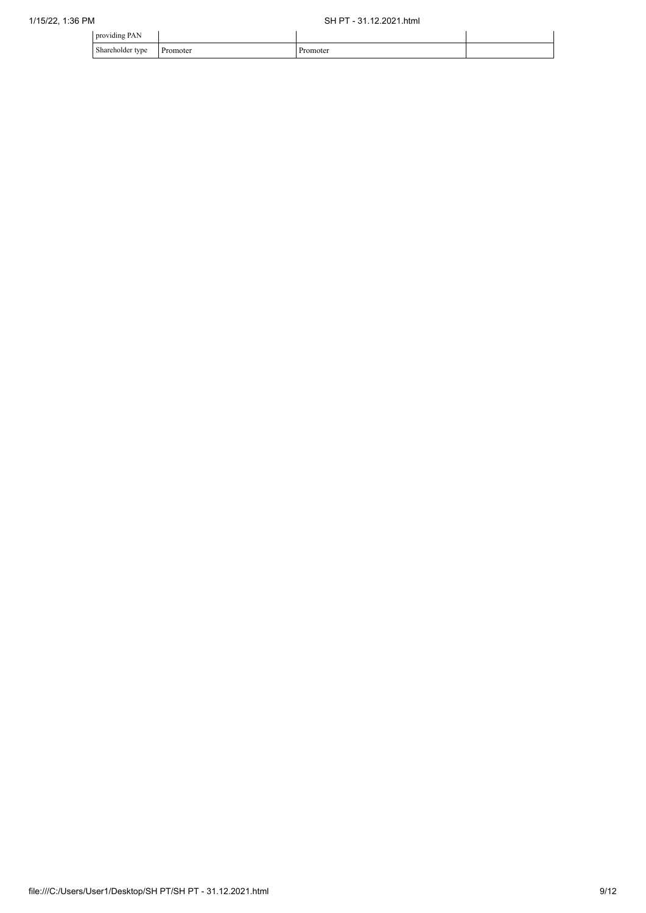| providing PAN | | | |
| --- | --- | --- | --- |
| Shareholder type | Promoter | Promoter | |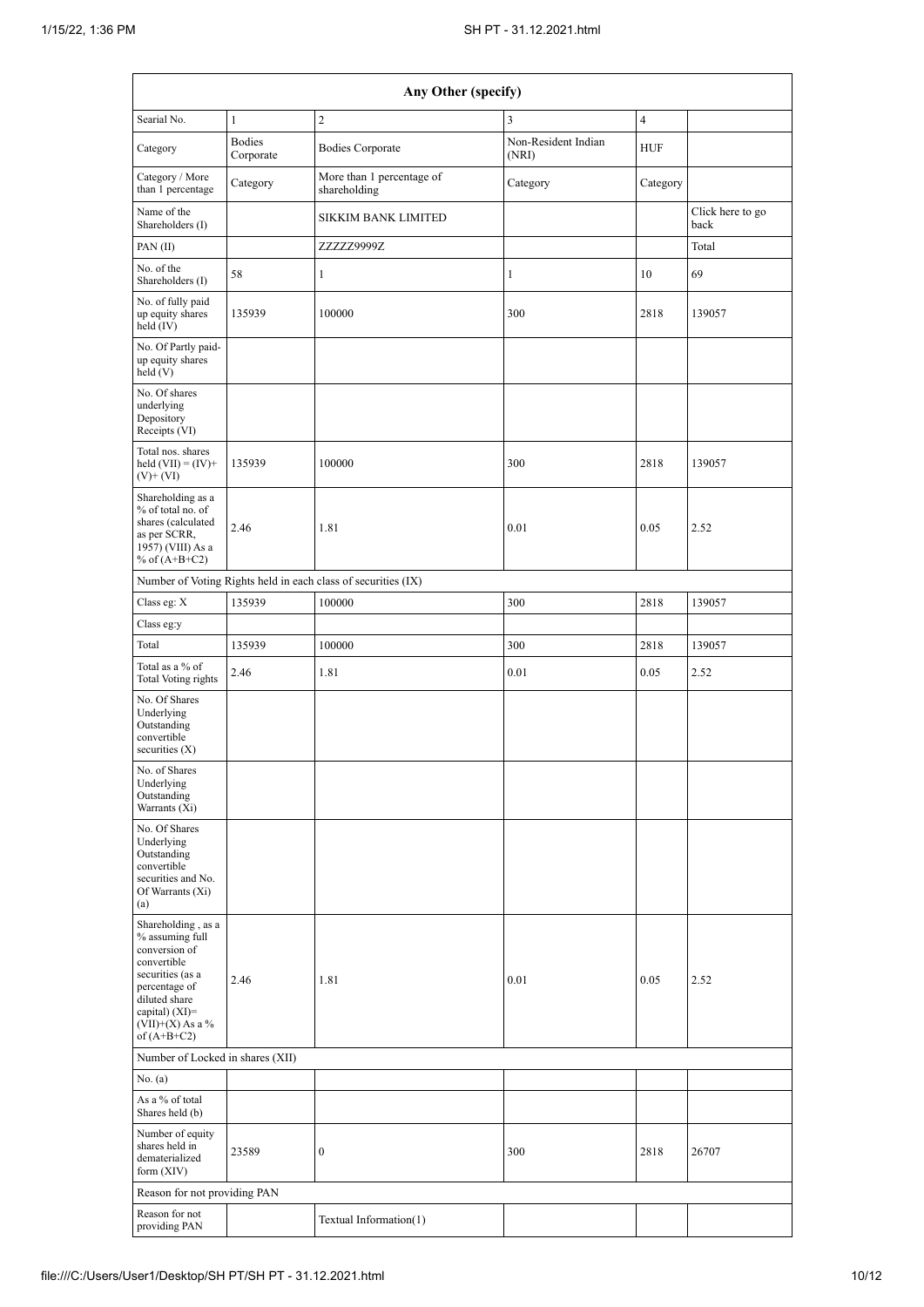| Any Other (specify) | | | | | |
|---|---|---|---|---|---|
| Searial No. | 1 | 2 | 3 | 4 | |
| Category | Bodies Corporate | Bodies Corporate | Non-Resident Indian (NRI) | HUF | |
| Category / More than 1 percentage | Category | More than 1 percentage of shareholding | Category | Category | |
| Name of the Shareholders (I) | | SIKKIM BANK LIMITED | | | Click here to go back |
| PAN (II) | | ZZZZZ9999Z | | | Total |
| No. of the Shareholders (I) | 58 | 1 | 1 | 10 | 69 |
| No. of fully paid up equity shares held (IV) | 135939 | 100000 | 300 | 2818 | 139057 |
| No. Of Partly paid-up equity shares held (V) | | | | | |
| No. Of shares underlying Depository Receipts (VI) | | | | | |
| Total nos. shares held (VII) = (IV)+(V)+ (VI) | 135939 | 100000 | 300 | 2818 | 139057 |
| Shareholding as a % of total no. of shares (calculated as per SCRR, 1957) (VIII) As a % of (A+B+C2) | 2.46 | 1.81 | 0.01 | 0.05 | 2.52 |
| Number of Voting Rights held in each class of securities (IX) | | | | | |
| Class eg: X | 135939 | 100000 | 300 | 2818 | 139057 |
| Class eg:y | | | | | |
| Total | 135939 | 100000 | 300 | 2818 | 139057 |
| Total as a % of Total Voting rights | 2.46 | 1.81 | 0.01 | 0.05 | 2.52 |
| No. Of Shares Underlying Outstanding convertible securities (X) | | | | | |
| No. of Shares Underlying Outstanding Warrants (Xi) | | | | | |
| No. Of Shares Underlying Outstanding convertible securities and No. Of Warrants (Xi) (a) | | | | | |
| Shareholding , as a % assuming full conversion of convertible securities (as a percentage of diluted share capital) (XI)= (VII)+(X) As a % of (A+B+C2) | 2.46 | 1.81 | 0.01 | 0.05 | 2.52 |
| Number of Locked in shares (XII) | | | | | |
| No. (a) | | | | | |
| As a % of total Shares held (b) | | | | | |
| Number of equity shares held in dematerialized form (XIV) | 23589 | 0 | 300 | 2818 | 26707 |
| Reason for not providing PAN | | | | | |
| Reason for not providing PAN | | Textual Information(1) | | | |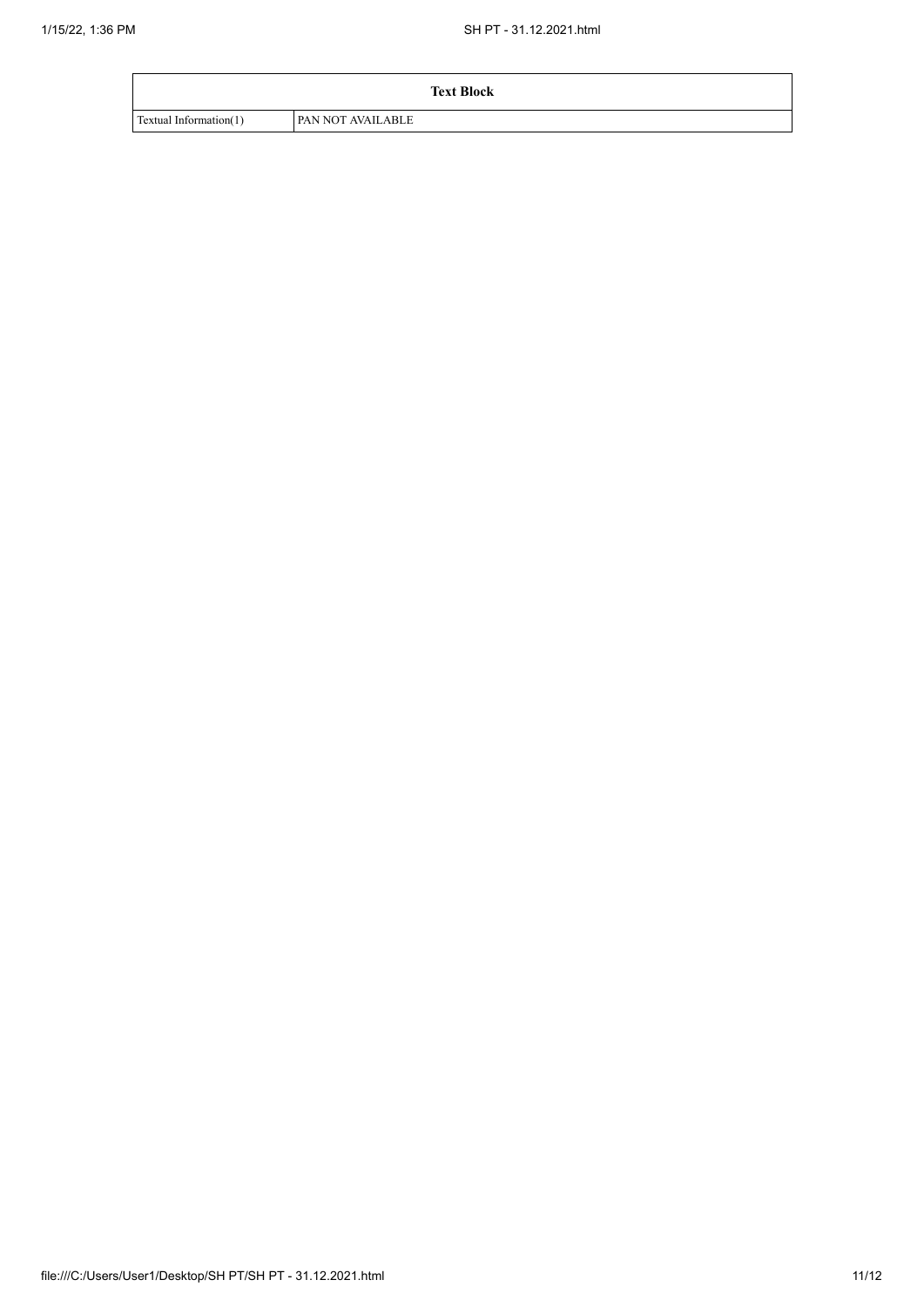| Text Block | |
|---|---|
| Textual Information(1) | PAN NOT AVAILABLE |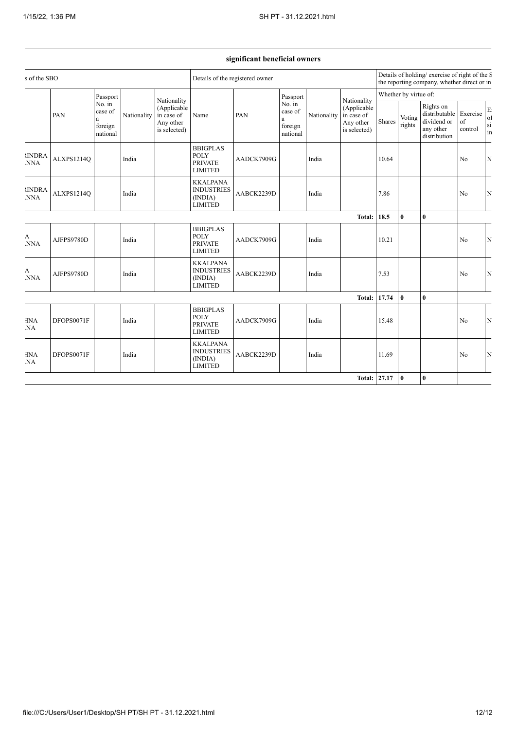## significant beneficial owners

| s of the SBO | | | | | Details of the registered owner | | | | | Details of holding/ exercise of right of the S the reporting company, whether direct or in | | | | |
|---|---|---|---|---|---|---|---|---|---|---|---|---|---|---|
| | | | | | | | | | | Whether by virtue of: | | | | |
| | PAN | Passport No. in case of a foreign national | Nationality | Nationality (Applicable in case of Any other is selected) | Name | PAN | Passport No. in case of a foreign national | Nationality | Nationality (Applicable in case of Any other is selected) | Shares | Voting rights | Rights on distributable dividend or any other distribution | Exercise of control | E of si in |
| RINDRA ANNA | ALXPS1214Q | | India | | BBIGPLAS POLY PRIVATE LIMITED | AADCK7909G | | India | | 10.64 | | | No | N |
| RINDRA ANNA | ALXPS1214Q | | India | | KKALPANA INDUSTRIES (INDIA) LIMITED | AABCK2239D | | India | | 7.86 | | | No | N |
| | | | | | | | | | Total: | 18.5 | 0 | 0 | | |
| A ANNA | AJFPS9780D | | India | | BBIGPLAS POLY PRIVATE LIMITED | AADCK7909G | | India | | 10.21 | | | No | N |
| A ANNA | AJFPS9780D | | India | | KKALPANA INDUSTRIES (INDIA) LIMITED | AABCK2239D | | India | | 7.53 | | | No | N |
| | | | | | | | | | Total: | 17.74 | 0 | 0 | | |
| HNA ANA | DFOPS0071F | | India | | BBIGPLAS POLY PRIVATE LIMITED | AADCK7909G | | India | | 15.48 | | | No | N |
| HNA ANA | DFOPS0071F | | India | | KKALPANA INDUSTRIES (INDIA) LIMITED | AABCK2239D | | India | | 11.69 | | | No | N |
| | | | | | | | | | Total: | 27.17 | 0 | 0 | | |